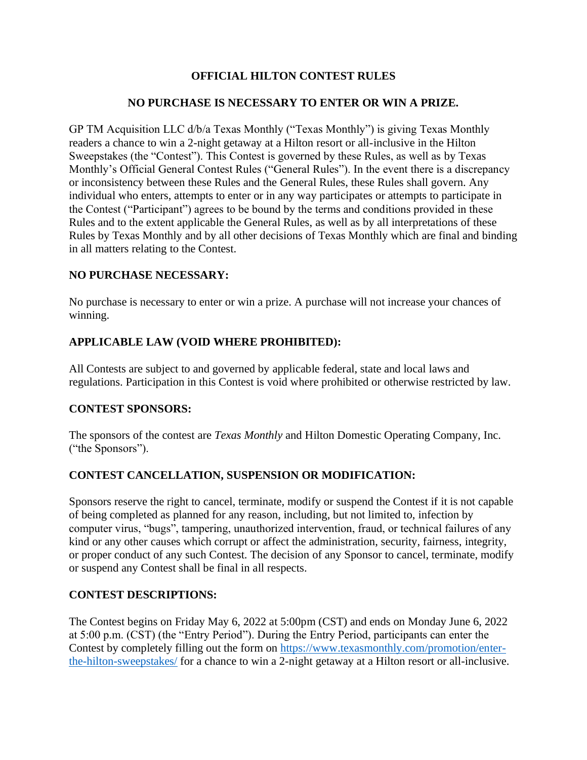# OFFICIAL HILTON CONTEST RULES

**NO PURCHASE IS NECESSARY TO ENTER OR WIN A PRIZE.**

GP TM Acquisition LLC d/b/a Texas Monthly ("Texas Monthly") is giving Texas Monthly readers a chance to win a 2-night getaway at a Hilton resort or all-inclusive in the Hilton Sweepstakes (the "Contest"). This Contest is governed by these Rules, as well as by Texas Monthly's Official General Contest Rules ("General Rules"). In the event there is a discrepancy or inconsistency between these Rules and the General Rules, these Rules shall govern. Any individual who enters, attempts to enter or in any way participates or attempts to participate in the Contest ("Participant") agrees to be bound by the terms and conditions provided in these Rules and to the extent applicable the General Rules, as well as by all interpretations of these Rules by Texas Monthly and by all other decisions of Texas Monthly which are final and binding in all matters relating to the Contest.

## NO PURCHASE NECESSARY:

No purchase is necessary to enter or win a prize. A purchase will not increase your chances of winning.

## APPLICABLE LAW (VOID WHERE PROHIBITED):

All Contests are subject to and governed by applicable federal, state and local laws and regulations. Participation in this Contest is void where prohibited or otherwise restricted by law.

## CONTEST SPONSORS:

The sponsors of the contest are *Texas Monthly* and Hilton Domestic Operating Company, Inc. ("the Sponsors").

## CONTEST CANCELLATION, SUSPENSION OR MODIFICATION:

Sponsors reserve the right to cancel, terminate, modify or suspend the Contest if it is not capable of being completed as planned for any reason, including, but not limited to, infection by computer virus, "bugs", tampering, unauthorized intervention, fraud, or technical failures of any kind or any other causes which corrupt or affect the administration, security, fairness, integrity, or proper conduct of any such Contest. The decision of any Sponsor to cancel, terminate, modify or suspend any Contest shall be final in all respects.

## CONTEST DESCRIPTIONS:

The Contest begins on Friday May 6, 2022 at 5:00pm (CST) and ends on Monday June 6, 2022 at 5:00 p.m. (CST) (the "Entry Period"). During the Entry Period, participants can enter the Contest by completely filling out the form on [https://www.texasmonthly.com/promotion/enter-the-hilton-sweepstakes/](https://www.texasmonthly.com/promotion/enter-the-hilton-sweepstakes/) for a chance to win a 2-night getaway at a Hilton resort or all-inclusive.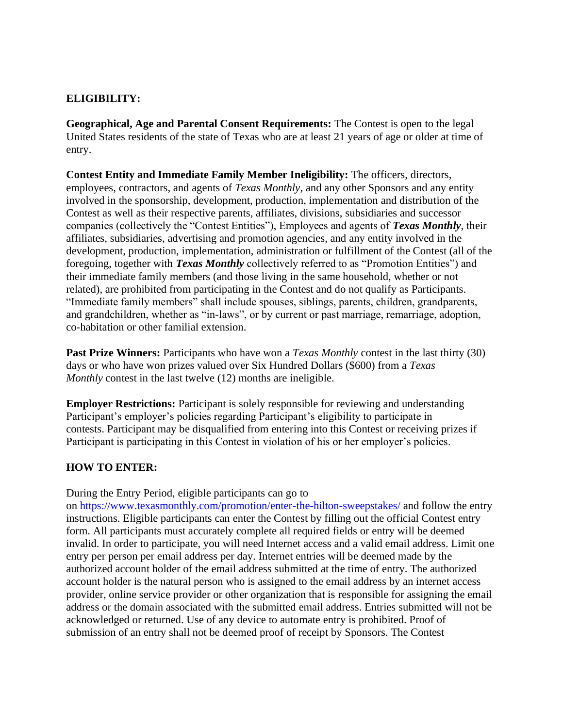**ELIGIBILITY:**

**Geographical, Age and Parental Consent Requirements:** The Contest is open to the legal United States residents of the state of Texas who are at least 21 years of age or older at time of entry.

**Contest Entity and Immediate Family Member Ineligibility:** The officers, directors, employees, contractors, and agents of *Texas Monthly*, and any other Sponsors and any entity involved in the sponsorship, development, production, implementation and distribution of the Contest as well as their respective parents, affiliates, divisions, subsidiaries and successor companies (collectively the "Contest Entities"), Employees and agents of ***Texas Monthly***, their affiliates, subsidiaries, advertising and promotion agencies, and any entity involved in the development, production, implementation, administration or fulfillment of the Contest (all of the foregoing, together with ***Texas Monthly*** collectively referred to as "Promotion Entities") and their immediate family members (and those living in the same household, whether or not related), are prohibited from participating in the Contest and do not qualify as Participants. "Immediate family members" shall include spouses, siblings, parents, children, grandparents, and grandchildren, whether as "in-laws", or by current or past marriage, remarriage, adoption, co-habitation or other familial extension.

**Past Prize Winners:** Participants who have won a *Texas Monthly* contest in the last thirty (30) days or who have won prizes valued over Six Hundred Dollars ($600) from a *Texas Monthly* contest in the last twelve (12) months are ineligible.

**Employer Restrictions:** Participant is solely responsible for reviewing and understanding Participant's employer's policies regarding Participant's eligibility to participate in contests. Participant may be disqualified from entering into this Contest or receiving prizes if Participant is participating in this Contest in violation of his or her employer's policies.

**HOW TO ENTER:**

During the Entry Period, eligible participants can go to on https://www.texasmonthly.com/promotion/enter-the-hilton-sweepstakes/ and follow the entry instructions. Eligible participants can enter the Contest by filling out the official Contest entry form. All participants must accurately complete all required fields or entry will be deemed invalid. In order to participate, you will need Internet access and a valid email address. Limit one entry per person per email address per day. Internet entries will be deemed made by the authorized account holder of the email address submitted at the time of entry. The authorized account holder is the natural person who is assigned to the email address by an internet access provider, online service provider or other organization that is responsible for assigning the email address or the domain associated with the submitted email address. Entries submitted will not be acknowledged or returned. Use of any device to automate entry is prohibited. Proof of submission of an entry shall not be deemed proof of receipt by Sponsors. The Contest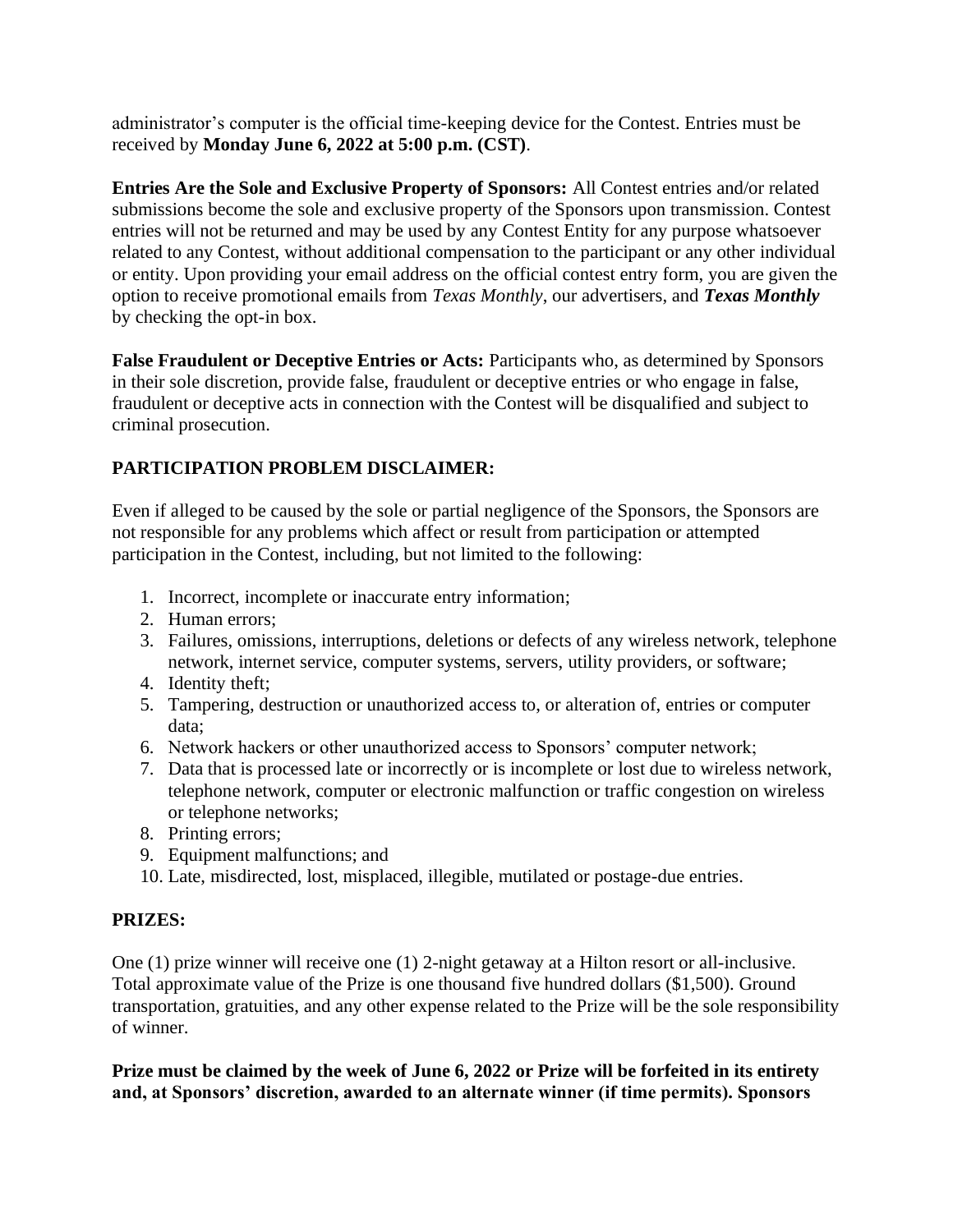administrator's computer is the official time-keeping device for the Contest. Entries must be received by **Monday June 6, 2022 at 5:00 p.m. (CST)**.

**Entries Are the Sole and Exclusive Property of Sponsors:** All Contest entries and/or related submissions become the sole and exclusive property of the Sponsors upon transmission. Contest entries will not be returned and may be used by any Contest Entity for any purpose whatsoever related to any Contest, without additional compensation to the participant or any other individual or entity. Upon providing your email address on the official contest entry form, you are given the option to receive promotional emails from *Texas Monthly*, our advertisers, and ***Texas Monthly*** by checking the opt-in box.

**False Fraudulent or Deceptive Entries or Acts:** Participants who, as determined by Sponsors in their sole discretion, provide false, fraudulent or deceptive entries or who engage in false, fraudulent or deceptive acts in connection with the Contest will be disqualified and subject to criminal prosecution.

**PARTICIPATION PROBLEM DISCLAIMER:**

Even if alleged to be caused by the sole or partial negligence of the Sponsors, the Sponsors are not responsible for any problems which affect or result from participation or attempted participation in the Contest, including, but not limited to the following:

1. Incorrect, incomplete or inaccurate entry information;
2. Human errors;
3. Failures, omissions, interruptions, deletions or defects of any wireless network, telephone network, internet service, computer systems, servers, utility providers, or software;
4. Identity theft;
5. Tampering, destruction or unauthorized access to, or alteration of, entries or computer data;
6. Network hackers or other unauthorized access to Sponsors' computer network;
7. Data that is processed late or incorrectly or is incomplete or lost due to wireless network, telephone network, computer or electronic malfunction or traffic congestion on wireless or telephone networks;
8. Printing errors;
9. Equipment malfunctions; and
10. Late, misdirected, lost, misplaced, illegible, mutilated or postage-due entries.

**PRIZES:**

One (1) prize winner will receive one (1) 2-night getaway at a Hilton resort or all-inclusive. Total approximate value of the Prize is one thousand five hundred dollars ($1,500). Ground transportation, gratuities, and any other expense related to the Prize will be the sole responsibility of winner.

**Prize must be claimed by the week of June 6, 2022 or Prize will be forfeited in its entirety and, at Sponsors' discretion, awarded to an alternate winner (if time permits). Sponsors**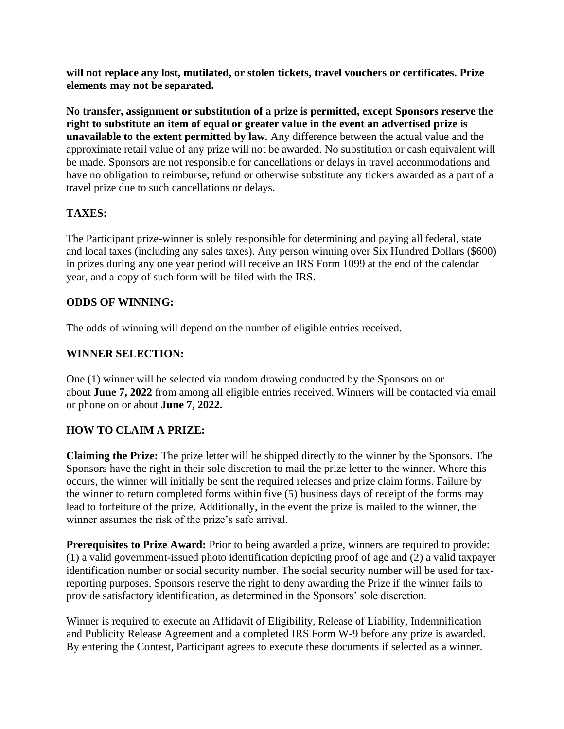**will not replace any lost, mutilated, or stolen tickets, travel vouchers or certificates. Prize elements may not be separated.**

**No transfer, assignment or substitution of a prize is permitted, except Sponsors reserve the right to substitute an item of equal or greater value in the event an advertised prize is unavailable to the extent permitted by law.** Any difference between the actual value and the approximate retail value of any prize will not be awarded. No substitution or cash equivalent will be made. Sponsors are not responsible for cancellations or delays in travel accommodations and have no obligation to reimburse, refund or otherwise substitute any tickets awarded as a part of a travel prize due to such cancellations or delays.

**TAXES:**

The Participant prize-winner is solely responsible for determining and paying all federal, state and local taxes (including any sales taxes). Any person winning over Six Hundred Dollars ($600) in prizes during any one year period will receive an IRS Form 1099 at the end of the calendar year, and a copy of such form will be filed with the IRS.

**ODDS OF WINNING:**

The odds of winning will depend on the number of eligible entries received.

**WINNER SELECTION:**

One (1) winner will be selected via random drawing conducted by the Sponsors on or about **June 7, 2022** from among all eligible entries received. Winners will be contacted via email or phone on or about **June 7, 2022.**

**HOW TO CLAIM A PRIZE:**

**Claiming the Prize:** The prize letter will be shipped directly to the winner by the Sponsors. The Sponsors have the right in their sole discretion to mail the prize letter to the winner. Where this occurs, the winner will initially be sent the required releases and prize claim forms. Failure by the winner to return completed forms within five (5) business days of receipt of the forms may lead to forfeiture of the prize. Additionally, in the event the prize is mailed to the winner, the winner assumes the risk of the prize's safe arrival.

**Prerequisites to Prize Award:** Prior to being awarded a prize, winners are required to provide: (1) a valid government-issued photo identification depicting proof of age and (2) a valid taxpayer identification number or social security number. The social security number will be used for tax-reporting purposes. Sponsors reserve the right to deny awarding the Prize if the winner fails to provide satisfactory identification, as determined in the Sponsors' sole discretion.

Winner is required to execute an Affidavit of Eligibility, Release of Liability, Indemnification and Publicity Release Agreement and a completed IRS Form W-9 before any prize is awarded. By entering the Contest, Participant agrees to execute these documents if selected as a winner.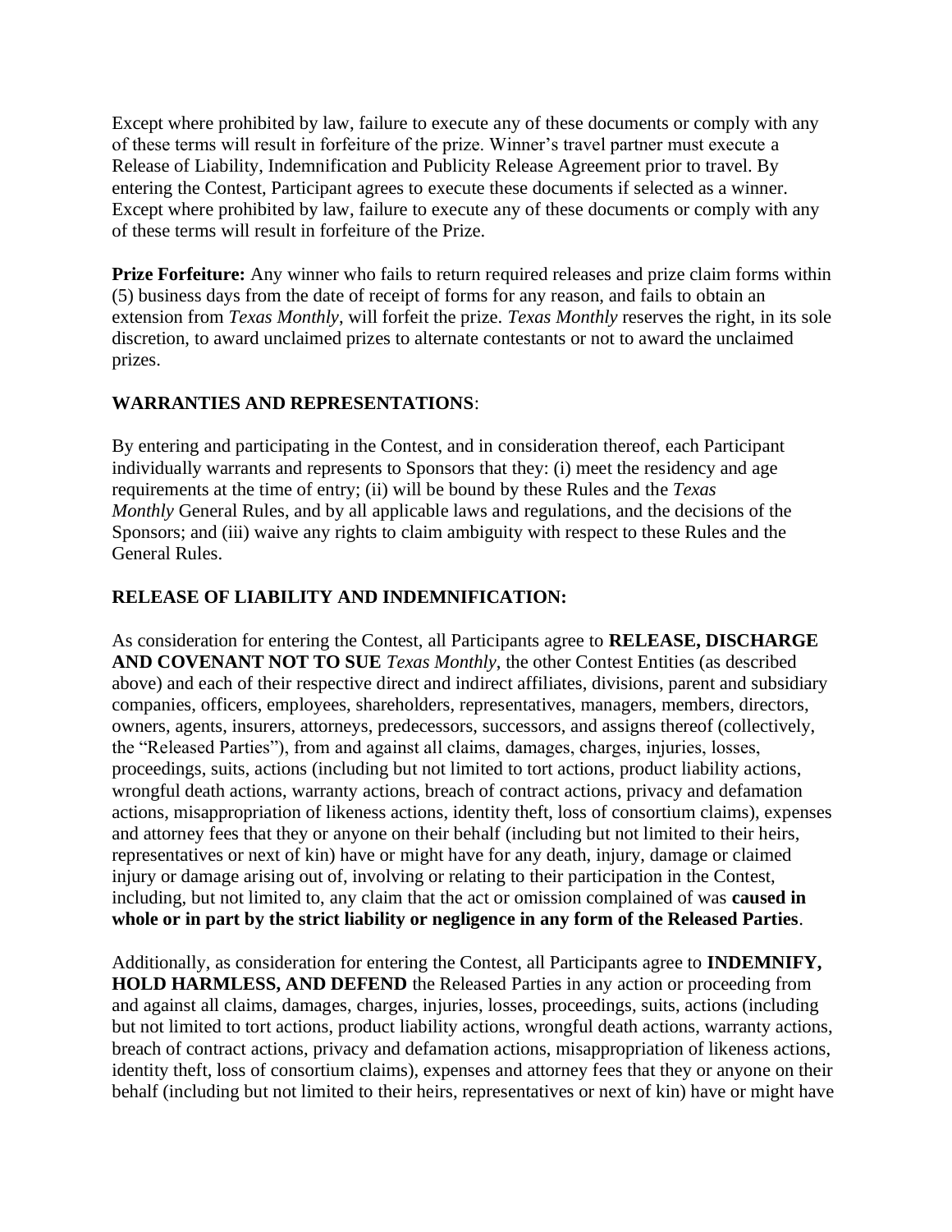Except where prohibited by law, failure to execute any of these documents or comply with any of these terms will result in forfeiture of the prize. Winner's travel partner must execute a Release of Liability, Indemnification and Publicity Release Agreement prior to travel. By entering the Contest, Participant agrees to execute these documents if selected as a winner. Except where prohibited by law, failure to execute any of these documents or comply with any of these terms will result in forfeiture of the Prize.

**Prize Forfeiture:** Any winner who fails to return required releases and prize claim forms within (5) business days from the date of receipt of forms for any reason, and fails to obtain an extension from *Texas Monthly*, will forfeit the prize. *Texas Monthly* reserves the right, in its sole discretion, to award unclaimed prizes to alternate contestants or not to award the unclaimed prizes.

**WARRANTIES AND REPRESENTATIONS**:

By entering and participating in the Contest, and in consideration thereof, each Participant individually warrants and represents to Sponsors that they: (i) meet the residency and age requirements at the time of entry; (ii) will be bound by these Rules and the *Texas Monthly* General Rules, and by all applicable laws and regulations, and the decisions of the Sponsors; and (iii) waive any rights to claim ambiguity with respect to these Rules and the General Rules.

**RELEASE OF LIABILITY AND INDEMNIFICATION:**

As consideration for entering the Contest, all Participants agree to **RELEASE, DISCHARGE AND COVENANT NOT TO SUE** *Texas Monthly*, the other Contest Entities (as described above) and each of their respective direct and indirect affiliates, divisions, parent and subsidiary companies, officers, employees, shareholders, representatives, managers, members, directors, owners, agents, insurers, attorneys, predecessors, successors, and assigns thereof (collectively, the "Released Parties"), from and against all claims, damages, charges, injuries, losses, proceedings, suits, actions (including but not limited to tort actions, product liability actions, wrongful death actions, warranty actions, breach of contract actions, privacy and defamation actions, misappropriation of likeness actions, identity theft, loss of consortium claims), expenses and attorney fees that they or anyone on their behalf (including but not limited to their heirs, representatives or next of kin) have or might have for any death, injury, damage or claimed injury or damage arising out of, involving or relating to their participation in the Contest, including, but not limited to, any claim that the act or omission complained of was **caused in whole or in part by the strict liability or negligence in any form of the Released Parties**.

Additionally, as consideration for entering the Contest, all Participants agree to **INDEMNIFY, HOLD HARMLESS, AND DEFEND** the Released Parties in any action or proceeding from and against all claims, damages, charges, injuries, losses, proceedings, suits, actions (including but not limited to tort actions, product liability actions, wrongful death actions, warranty actions, breach of contract actions, privacy and defamation actions, misappropriation of likeness actions, identity theft, loss of consortium claims), expenses and attorney fees that they or anyone on their behalf (including but not limited to their heirs, representatives or next of kin) have or might have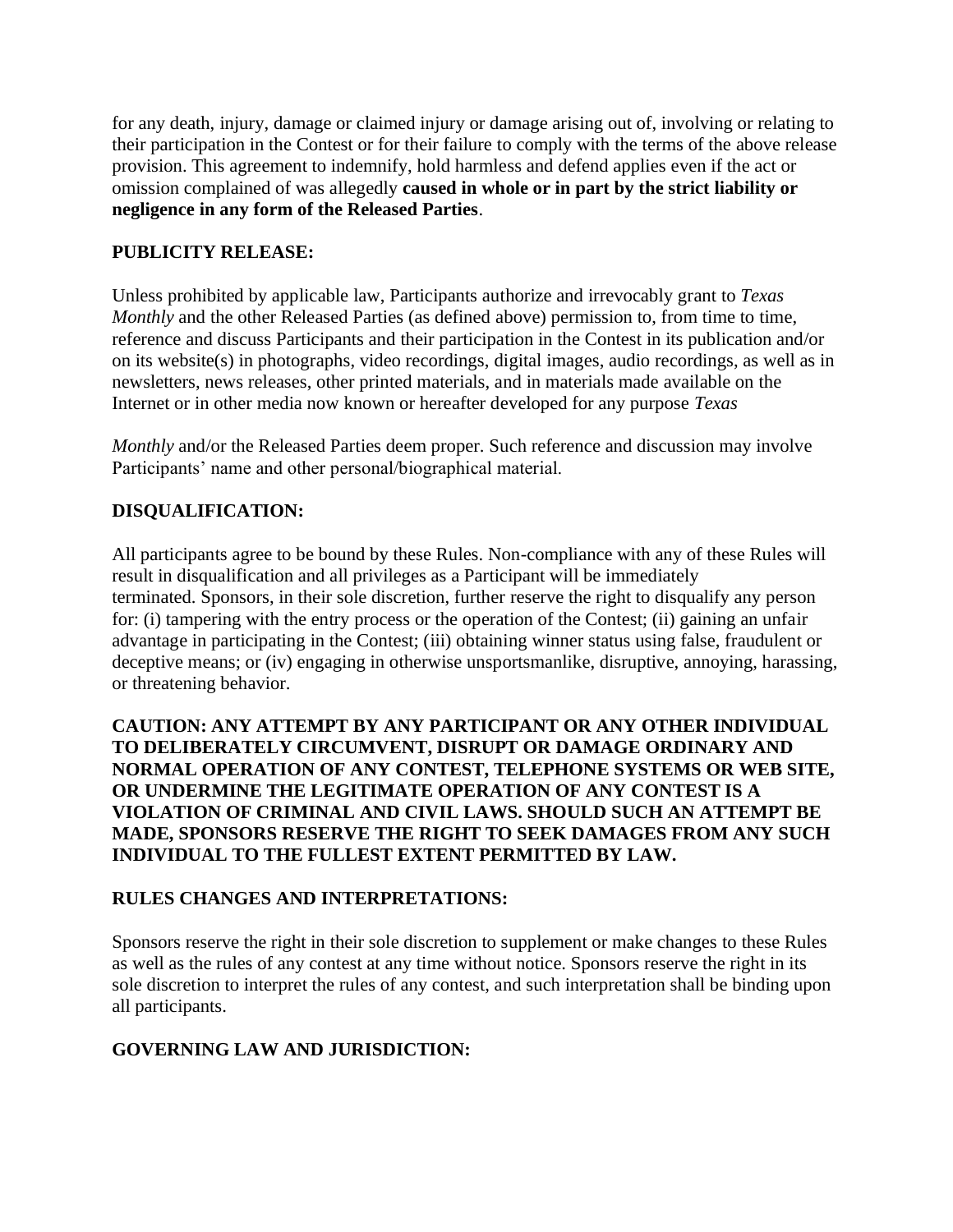for any death, injury, damage or claimed injury or damage arising out of, involving or relating to their participation in the Contest or for their failure to comply with the terms of the above release provision. This agreement to indemnify, hold harmless and defend applies even if the act or omission complained of was allegedly **caused in whole or in part by the strict liability or negligence in any form of the Released Parties**.

**PUBLICITY RELEASE:**

Unless prohibited by applicable law, Participants authorize and irrevocably grant to *Texas Monthly* and the other Released Parties (as defined above) permission to, from time to time, reference and discuss Participants and their participation in the Contest in its publication and/or on its website(s) in photographs, video recordings, digital images, audio recordings, as well as in newsletters, news releases, other printed materials, and in materials made available on the Internet or in other media now known or hereafter developed for any purpose *Texas Monthly* and/or the Released Parties deem proper. Such reference and discussion may involve Participants' name and other personal/biographical material.

**DISQUALIFICATION:**

All participants agree to be bound by these Rules. Non-compliance with any of these Rules will result in disqualification and all privileges as a Participant will be immediately terminated. Sponsors, in their sole discretion, further reserve the right to disqualify any person for: (i) tampering with the entry process or the operation of the Contest; (ii) gaining an unfair advantage in participating in the Contest; (iii) obtaining winner status using false, fraudulent or deceptive means; or (iv) engaging in otherwise unsportsmanlike, disruptive, annoying, harassing, or threatening behavior.

**CAUTION: ANY ATTEMPT BY ANY PARTICIPANT OR ANY OTHER INDIVIDUAL TO DELIBERATELY CIRCUMVENT, DISRUPT OR DAMAGE ORDINARY AND NORMAL OPERATION OF ANY CONTEST, TELEPHONE SYSTEMS OR WEB SITE, OR UNDERMINE THE LEGITIMATE OPERATION OF ANY CONTEST IS A VIOLATION OF CRIMINAL AND CIVIL LAWS. SHOULD SUCH AN ATTEMPT BE MADE, SPONSORS RESERVE THE RIGHT TO SEEK DAMAGES FROM ANY SUCH INDIVIDUAL TO THE FULLEST EXTENT PERMITTED BY LAW.**

**RULES CHANGES AND INTERPRETATIONS:**

Sponsors reserve the right in their sole discretion to supplement or make changes to these Rules as well as the rules of any contest at any time without notice. Sponsors reserve the right in its sole discretion to interpret the rules of any contest, and such interpretation shall be binding upon all participants.

**GOVERNING LAW AND JURISDICTION:**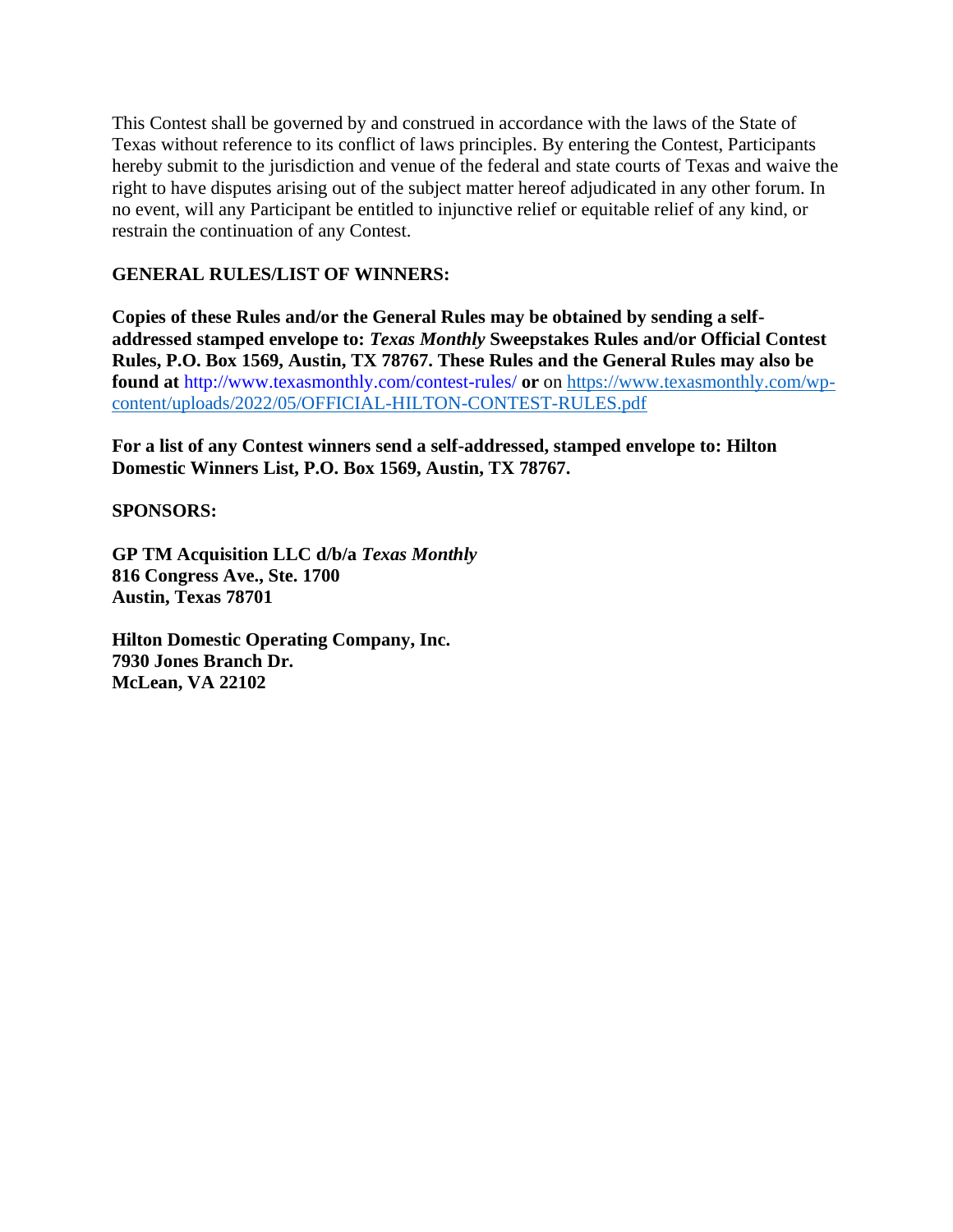This Contest shall be governed by and construed in accordance with the laws of the State of Texas without reference to its conflict of laws principles. By entering the Contest, Participants hereby submit to the jurisdiction and venue of the federal and state courts of Texas and waive the right to have disputes arising out of the subject matter hereof adjudicated in any other forum. In no event, will any Participant be entitled to injunctive relief or equitable relief of any kind, or restrain the continuation of any Contest.

**GENERAL RULES/LIST OF WINNERS:**

**Copies of these Rules and/or the General Rules may be obtained by sending a self-addressed stamped envelope to: *Texas Monthly* Sweepstakes Rules and/or Official Contest Rules, P.O. Box 1569, Austin, TX 78767. These Rules and the General Rules may also be found at** http://www.texasmonthly.com/contest-rules/ **or** on https://www.texasmonthly.com/wp-content/uploads/2022/05/OFFICIAL-HILTON-CONTEST-RULES.pdf

**For a list of any Contest winners send a self-addressed, stamped envelope to: Hilton Domestic Winners List, P.O. Box 1569, Austin, TX 78767.**

**SPONSORS:**

**GP TM Acquisition LLC d/b/a *Texas Monthly***
**816 Congress Ave., Ste. 1700**
**Austin, Texas 78701**

**Hilton Domestic Operating Company, Inc.**
**7930 Jones Branch Dr.**
**McLean, VA 22102**